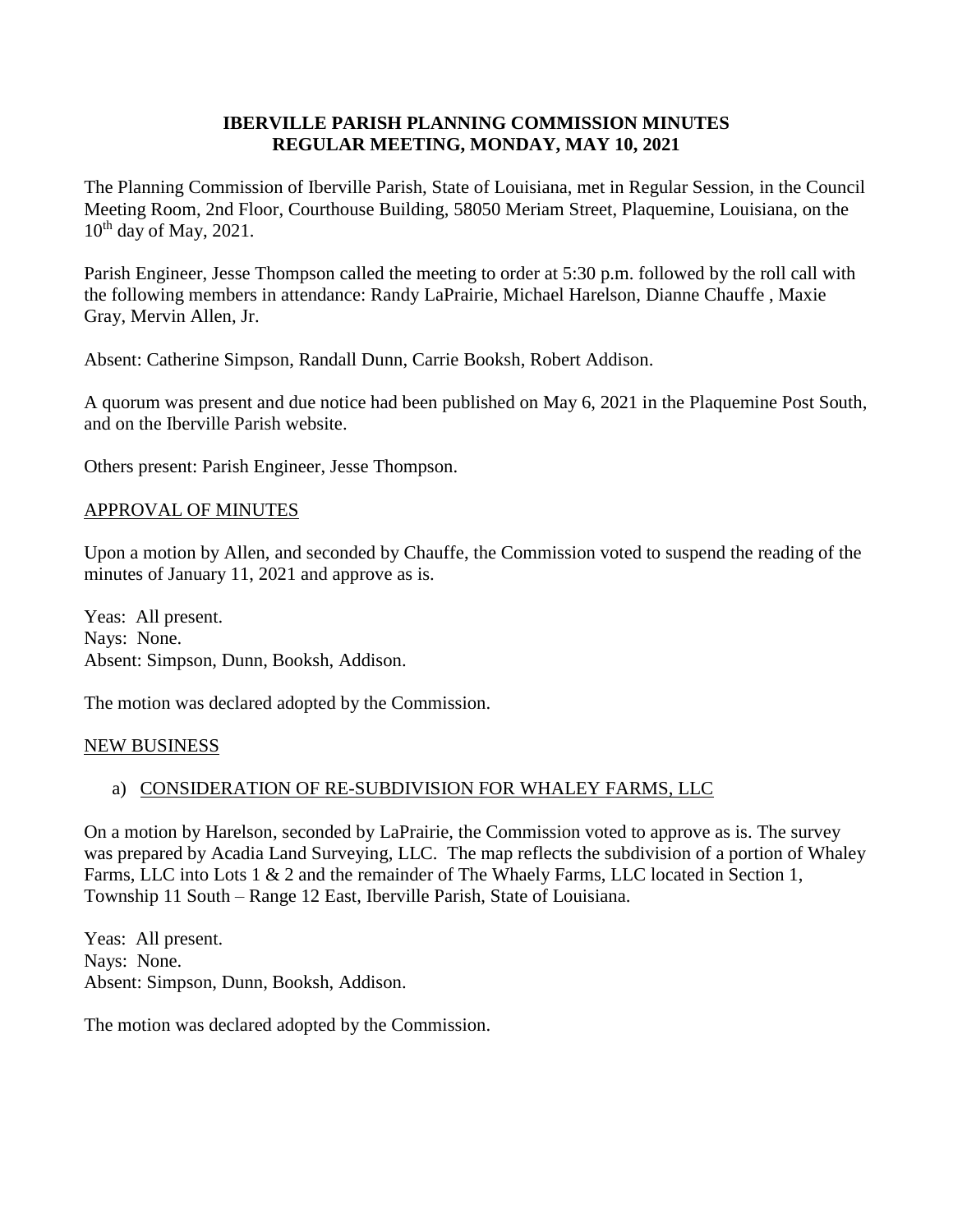**IBERVILLE PARISH PLANNING COMMISSION MINUTES**
**REGULAR MEETING, MONDAY, MAY 10, 2021**

The Planning Commission of Iberville Parish, State of Louisiana, met in Regular Session, in the Council Meeting Room, 2nd Floor, Courthouse Building, 58050 Meriam Street, Plaquemine, Louisiana, on the 10th day of May, 2021.

Parish Engineer, Jesse Thompson called the meeting to order at 5:30 p.m. followed by the roll call with the following members in attendance: Randy LaPrairie, Michael Harelson, Dianne Chauffe , Maxie Gray, Mervin Allen, Jr.

Absent: Catherine Simpson, Randall Dunn, Carrie Booksh, Robert Addison.

A quorum was present and due notice had been published on May 6, 2021 in the Plaquemine Post South, and on the Iberville Parish website.

Others present: Parish Engineer, Jesse Thompson.

APPROVAL OF MINUTES

Upon a motion by Allen, and seconded by Chauffe, the Commission voted to suspend the reading of the minutes of January 11, 2021 and approve as is.

Yeas: All present.
Nays: None.
Absent: Simpson, Dunn, Booksh, Addison.

The motion was declared adopted by the Commission.

NEW BUSINESS

a) CONSIDERATION OF RE-SUBDIVISION FOR WHALEY FARMS, LLC

On a motion by Harelson, seconded by LaPrairie, the Commission voted to approve as is. The survey was prepared by Acadia Land Surveying, LLC. The map reflects the subdivision of a portion of Whaley Farms, LLC into Lots 1 & 2 and the remainder of The Whaely Farms, LLC located in Section 1, Township 11 South – Range 12 East, Iberville Parish, State of Louisiana.

Yeas: All present.
Nays: None.
Absent: Simpson, Dunn, Booksh, Addison.

The motion was declared adopted by the Commission.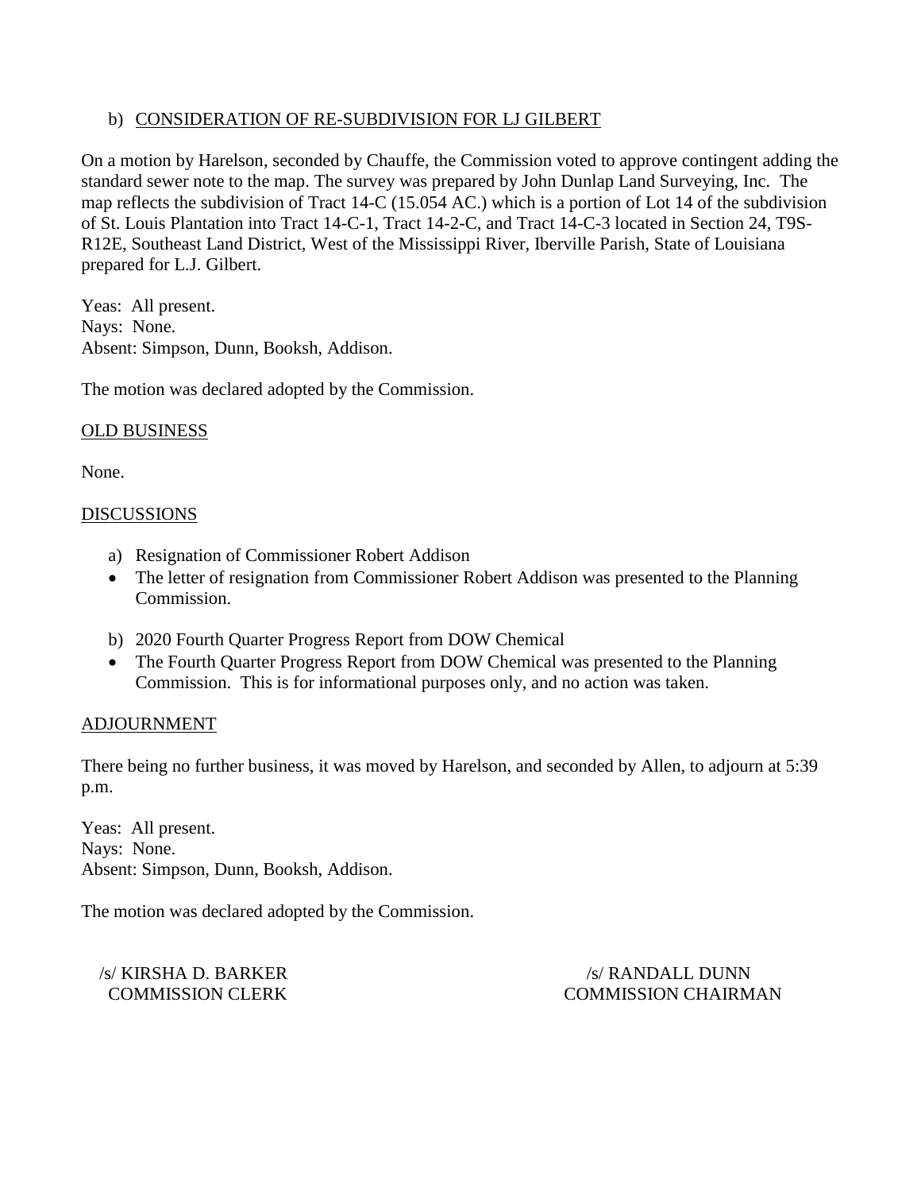b) CONSIDERATION OF RE-SUBDIVISION FOR LJ GILBERT

On a motion by Harelson, seconded by Chauffe, the Commission voted to approve contingent adding the standard sewer note to the map. The survey was prepared by John Dunlap Land Surveying, Inc. The map reflects the subdivision of Tract 14-C (15.054 AC.) which is a portion of Lot 14 of the subdivision of St. Louis Plantation into Tract 14-C-1, Tract 14-2-C, and Tract 14-C-3 located in Section 24, T9S-R12E, Southeast Land District, West of the Mississippi River, Iberville Parish, State of Louisiana prepared for L.J. Gilbert.

Yeas: All present.
Nays: None.
Absent: Simpson, Dunn, Booksh, Addison.

The motion was declared adopted by the Commission.

## OLD BUSINESS

None.

## DISCUSSIONS

a) Resignation of Commissioner Robert Addison

- The letter of resignation from Commissioner Robert Addison was presented to the Planning Commission.

b) 2020 Fourth Quarter Progress Report from DOW Chemical

- The Fourth Quarter Progress Report from DOW Chemical was presented to the Planning Commission. This is for informational purposes only, and no action was taken.

## ADJOURNMENT

There being no further business, it was moved by Harelson, and seconded by Allen, to adjourn at 5:39 p.m.

Yeas: All present.
Nays: None.
Absent: Simpson, Dunn, Booksh, Addison.

The motion was declared adopted by the Commission.

/s/ KIRSHA D. BARKER
COMMISSION CLERK

/s/ RANDALL DUNN
COMMISSION CHAIRMAN